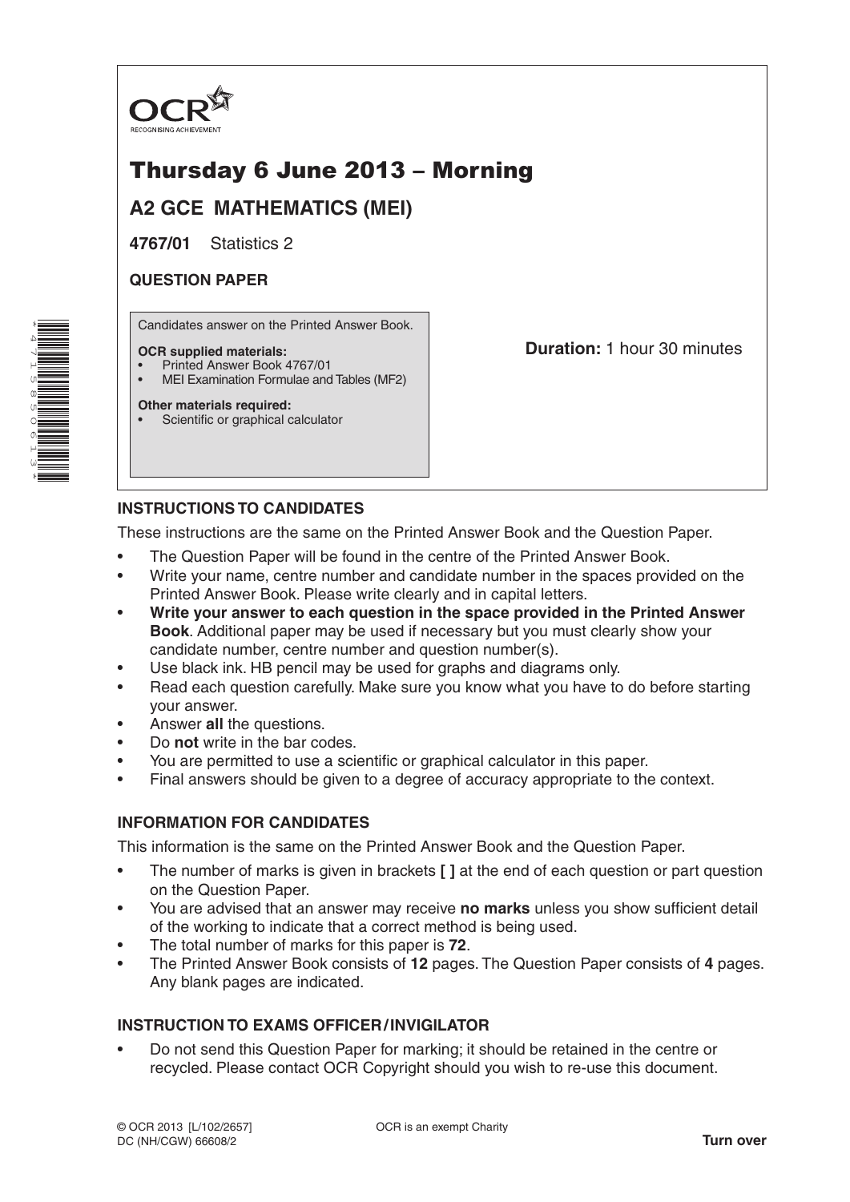OCR

RECOGNISING ACHIEVEMENT

# Thursday 6 June 2013 – Morning

## A2 GCE MATHEMATICS (MEI)

**4767/01** Statistics 2

**QUESTION PAPER**

Candidates answer on the Printed Answer Book.

**OCR supplied materials:**
- Printed Answer Book 4767/01
- MEI Examination Formulae and Tables (MF2)

**Other materials required:**
- Scientific or graphical calculator

**Duration:** 1 hour 30 minutes

### INSTRUCTIONS TO CANDIDATES

These instructions are the same on the Printed Answer Book and the Question Paper.

- The Question Paper will be found in the centre of the Printed Answer Book.
- Write your name, centre number and candidate number in the spaces provided on the Printed Answer Book. Please write clearly and in capital letters.
- **Write your answer to each question in the space provided in the Printed Answer Book**. Additional paper may be used if necessary but you must clearly show your candidate number, centre number and question number(s).
- Use black ink. HB pencil may be used for graphs and diagrams only.
- Read each question carefully. Make sure you know what you have to do before starting your answer.
- Answer **all** the questions.
- Do **not** write in the bar codes.
- You are permitted to use a scientific or graphical calculator in this paper.
- Final answers should be given to a degree of accuracy appropriate to the context.

### INFORMATION FOR CANDIDATES

This information is the same on the Printed Answer Book and the Question Paper.

- The number of marks is given in brackets **[ ]** at the end of each question or part question on the Question Paper.
- You are advised that an answer may receive **no marks** unless you show sufficient detail of the working to indicate that a correct method is being used.
- The total number of marks for this paper is **72**.
- The Printed Answer Book consists of **12** pages. The Question Paper consists of **4** pages. Any blank pages are indicated.

### INSTRUCTION TO EXAMS OFFICER / INVIGILATOR

- Do not send this Question Paper for marking; it should be retained in the centre or recycled. Please contact OCR Copyright should you wish to re-use this document.

© OCR 2013 [L/102/2657]
DC (NH/CGW) 66608/2

OCR is an exempt Charity

**Turn over**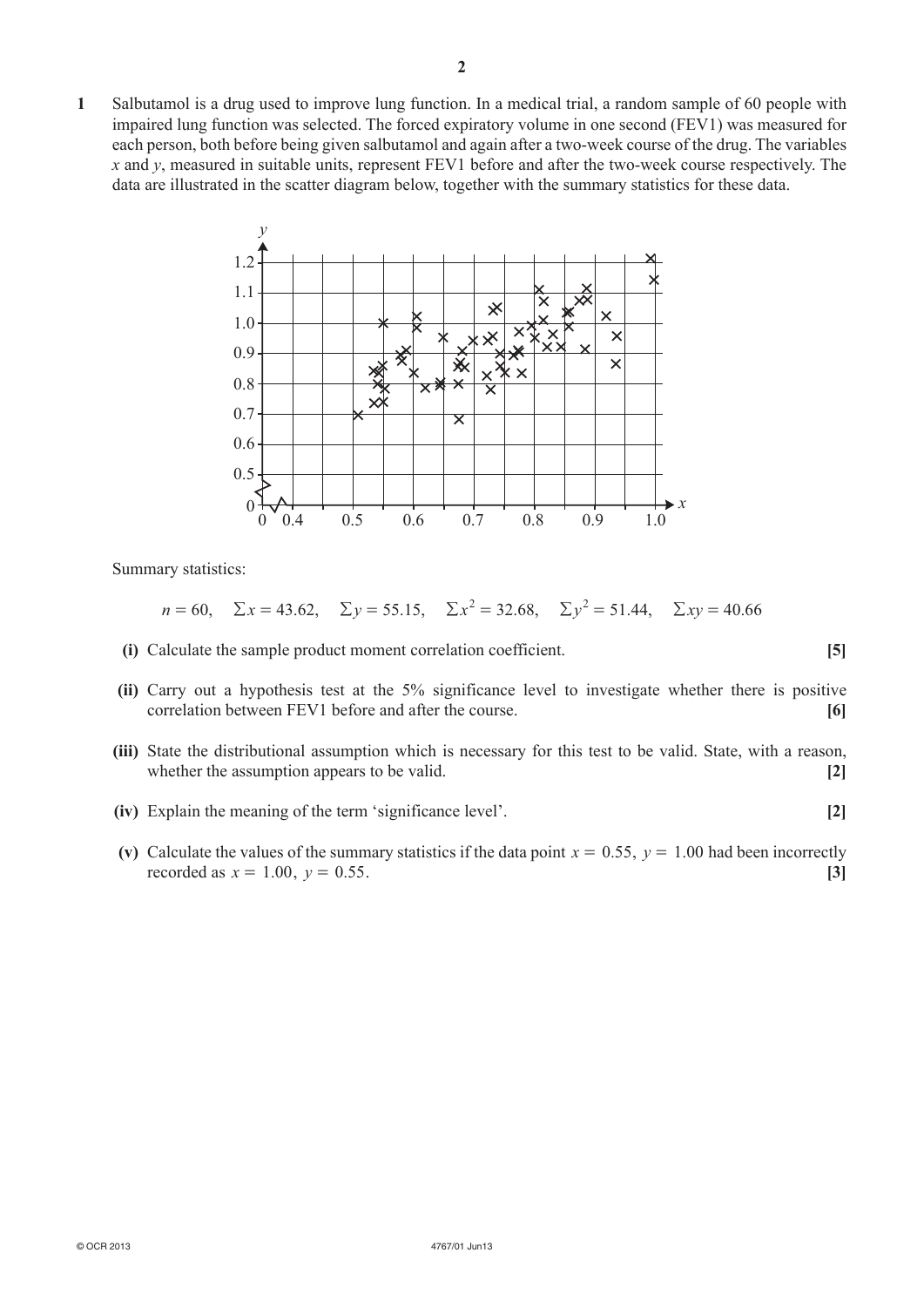**1** Salbutamol is a drug used to improve lung function. In a medical trial, a random sample of 60 people with impaired lung function was selected. The forced expiratory volume in one second (FEV1) was measured for each person, both before being given salbutamol and again after a two-week course of the drug. The variables $x$ and $y$, measured in suitable units, represent FEV1 before and after the two-week course respectively. The data are illustrated in the scatter diagram below, together with the summary statistics for these data.

Summary statistics:

$$n = 60, \quad \Sigma x = 43.62, \quad \Sigma y = 55.15, \quad \Sigma x^2 = 32.68, \quad \Sigma y^2 = 51.44, \quad \Sigma xy = 40.66$$

**(i)** Calculate the sample product moment correlation coefficient. **[5]**

**(ii)** Carry out a hypothesis test at the 5% significance level to investigate whether there is positive correlation between FEV1 before and after the course. **[6]**

**(iii)** State the distributional assumption which is necessary for this test to be valid. State, with a reason, whether the assumption appears to be valid. **[2]**

**(iv)** Explain the meaning of the term 'significance level'. **[2]**

**(v)** Calculate the values of the summary statistics if the data point $x = 0.55$, $y = 1.00$ had been incorrectly recorded as $x = 1.00$, $y = 0.55$. **[3]**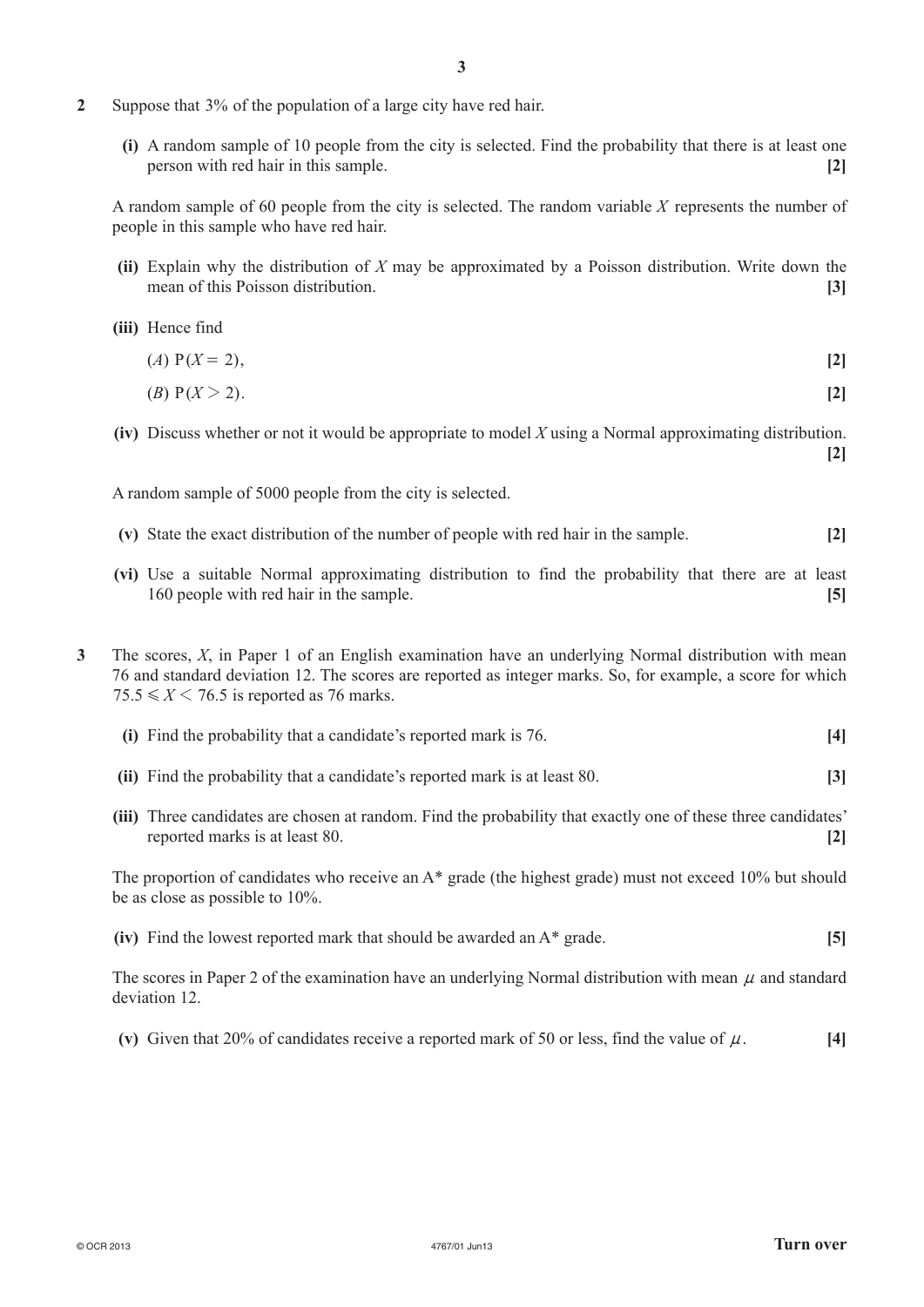**2** Suppose that 3% of the population of a large city have red hair.

**(i)** A random sample of 10 people from the city is selected. Find the probability that there is at least one person with red hair in this sample. **[2]**

A random sample of 60 people from the city is selected. The random variable $X$ represents the number of people in this sample who have red hair.

**(ii)** Explain why the distribution of $X$ may be approximated by a Poisson distribution. Write down the mean of this Poisson distribution. **[3]**

**(iii)** Hence find

($A$) $P(X = 2)$, **[2]**

($B$) $P(X > 2)$. **[2]**

**(iv)** Discuss whether or not it would be appropriate to model $X$ using a Normal approximating distribution. **[2]**

A random sample of 5000 people from the city is selected.

**(v)** State the exact distribution of the number of people with red hair in the sample. **[2]**

**(vi)** Use a suitable Normal approximating distribution to find the probability that there are at least 160 people with red hair in the sample. **[5]**

**3** The scores, $X$, in Paper 1 of an English examination have an underlying Normal distribution with mean 76 and standard deviation 12. The scores are reported as integer marks. So, for example, a score for which $75.5 \leqslant X < 76.5$ is reported as 76 marks.

**(i)** Find the probability that a candidate's reported mark is 76. **[4]**

**(ii)** Find the probability that a candidate's reported mark is at least 80. **[3]**

**(iii)** Three candidates are chosen at random. Find the probability that exactly one of these three candidates' reported marks is at least 80. **[2]**

The proportion of candidates who receive an A* grade (the highest grade) must not exceed 10% but should be as close as possible to 10%.

**(iv)** Find the lowest reported mark that should be awarded an A* grade. **[5]**

The scores in Paper 2 of the examination have an underlying Normal distribution with mean $\mu$ and standard deviation 12.

**(v)** Given that 20% of candidates receive a reported mark of 50 or less, find the value of $\mu$. **[4]**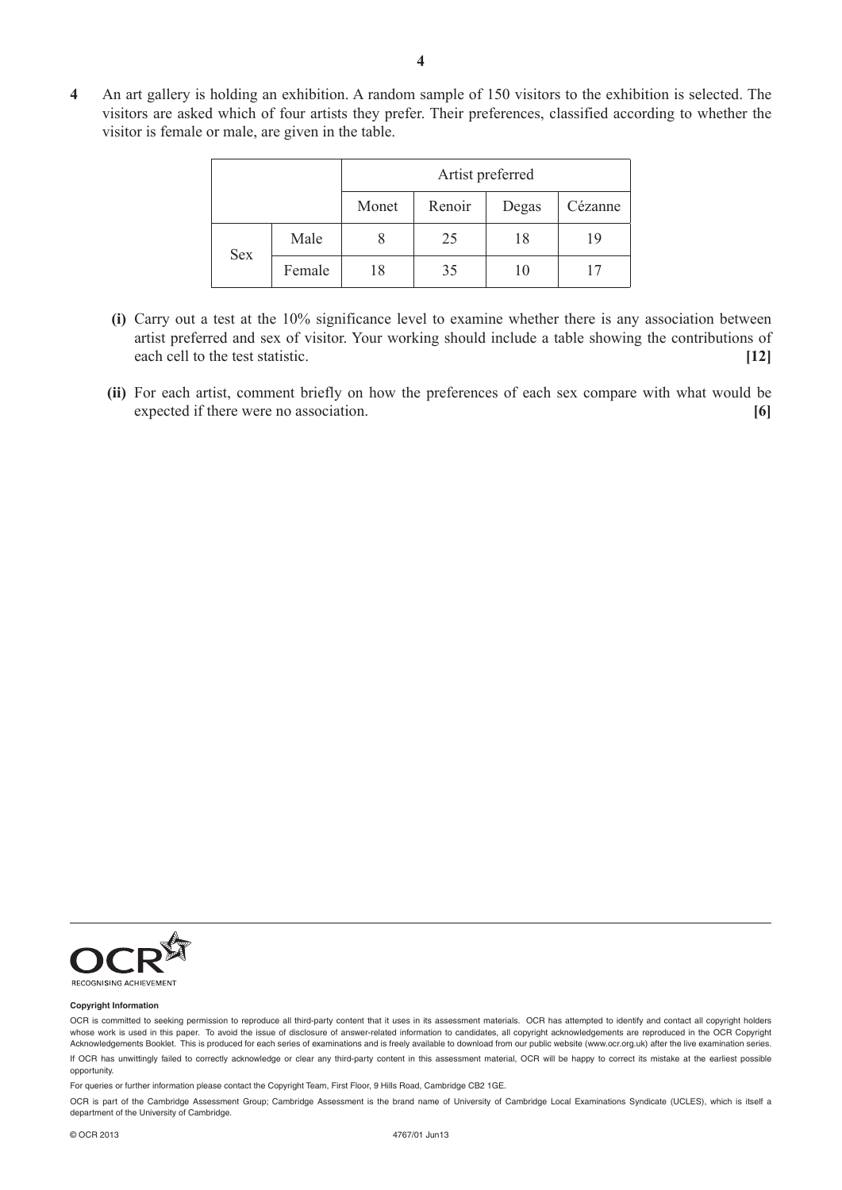**4** An art gallery is holding an exhibition. A random sample of 150 visitors to the exhibition is selected. The visitors are asked which of four artists they prefer. Their preferences, classified according to whether the visitor is female or male, are given in the table.

| | | Artist preferred | | | |
|---|---|---|---|---|---|
| | | Monet | Renoir | Degas | Cézanne |
| Sex | Male | 8 | 25 | 18 | 19 |
| | Female | 18 | 35 | 10 | 17 |

**(i)** Carry out a test at the 10% significance level to examine whether there is any association between artist preferred and sex of visitor. Your working should include a table showing the contributions of each cell to the test statistic. **[12]**

**(ii)** For each artist, comment briefly on how the preferences of each sex compare with what would be expected if there were no association. **[6]**

**Copyright Information**

OCR is committed to seeking permission to reproduce all third-party content that it uses in its assessment materials. OCR has attempted to identify and contact all copyright holders whose work is used in this paper. To avoid the issue of disclosure of answer-related information to candidates, all copyright acknowledgements are reproduced in the OCR Copyright Acknowledgements Booklet. This is produced for each series of examinations and is freely available to download from our public website (www.ocr.org.uk) after the live examination series.

If OCR has unwittingly failed to correctly acknowledge or clear any third-party content in this assessment material, OCR will be happy to correct its mistake at the earliest possible opportunity.

For queries or further information please contact the Copyright Team, First Floor, 9 Hills Road, Cambridge CB2 1GE.

OCR is part of the Cambridge Assessment Group; Cambridge Assessment is the brand name of University of Cambridge Local Examinations Syndicate (UCLES), which is itself a department of the University of Cambridge.

© OCR 2013 4767/01 Jun13